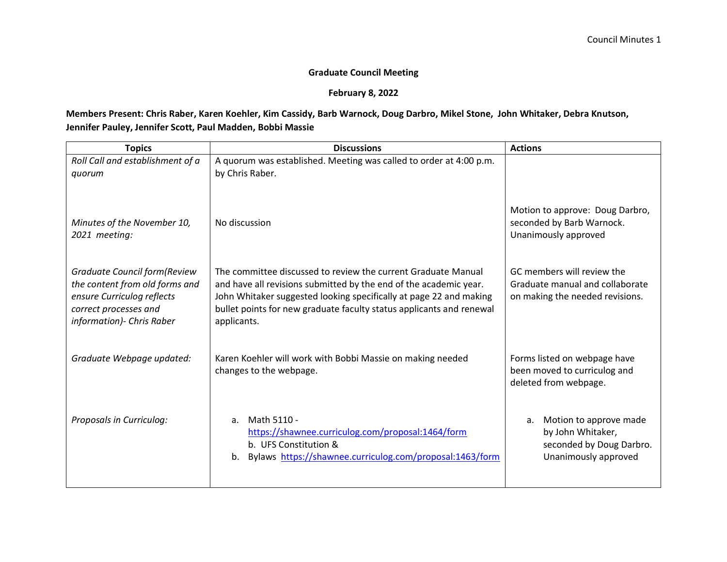**Graduate Council Meeting**

**February 8, 2022**

**Members Present: Chris Raber, Karen Koehler, Kim Cassidy, Barb Warnock, Doug Darbro, Mikel Stone, John Whitaker, Debra Knutson, Jennifer Pauley, Jennifer Scott, Paul Madden, Bobbi Massie**

| Topics | Discussions | Actions |
|---|---|---|
| *Roll Call and establishment of a quorum* | A quorum was established. Meeting was called to order at 4:00 p.m. by Chris Raber. | |
| *Minutes of the November 10, 2021 meeting:* | No discussion | Motion to approve: Doug Darbro, seconded by Barb Warnock. Unanimously approved |
| *Graduate Council form(Review the content from old forms and ensure Curriculog reflects correct processes and information)- Chris Raber* | The committee discussed to review the current Graduate Manual and have all revisions submitted by the end of the academic year. John Whitaker suggested looking specifically at page 22 and making bullet points for new graduate faculty status applicants and renewal applicants. | GC members will review the Graduate manual and collaborate on making the needed revisions. |
| *Graduate Webpage updated:* | Karen Koehler will work with Bobbi Massie on making needed changes to the webpage. | Forms listed on webpage have been moved to curriculog and deleted from webpage. |
| *Proposals in Curriculog:* | a. Math 5110 - https://shawnee.curriculog.com/proposal:1464/form<br>b. UFS Constitution &<br>b. Bylaws https://shawnee.curriculog.com/proposal:1463/form | a. Motion to approve made by John Whitaker, seconded by Doug Darbro. Unanimously approved |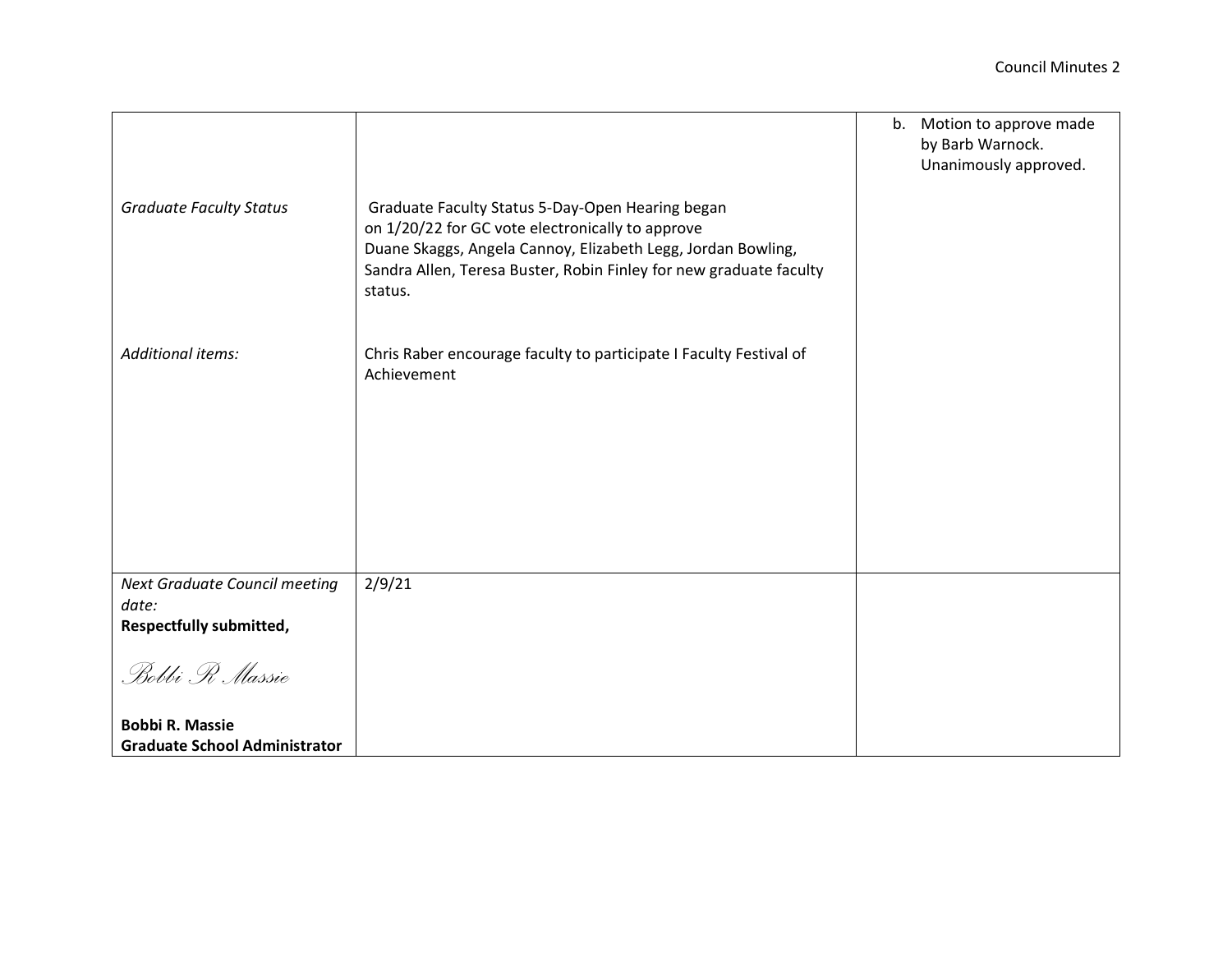| | | |
|---|---|---|
| | | b. Motion to approve made by Barb Warnock. Unanimously approved. |
| *Graduate Faculty Status* | Graduate Faculty Status 5-Day-Open Hearing began on 1/20/22 for GC vote electronically to approve Duane Skaggs, Angela Cannoy, Elizabeth Legg, Jordan Bowling, Sandra Allen, Teresa Buster, Robin Finley for new graduate faculty status. | |
| *Additional items:* | Chris Raber encourage faculty to participate I Faculty Festival of Achievement | |
| *Next Graduate Council meeting date:* **Respectfully submitted,** *Bobbi R Massie* **Bobbi R. Massie** **Graduate School Administrator** | 2/9/21 | |